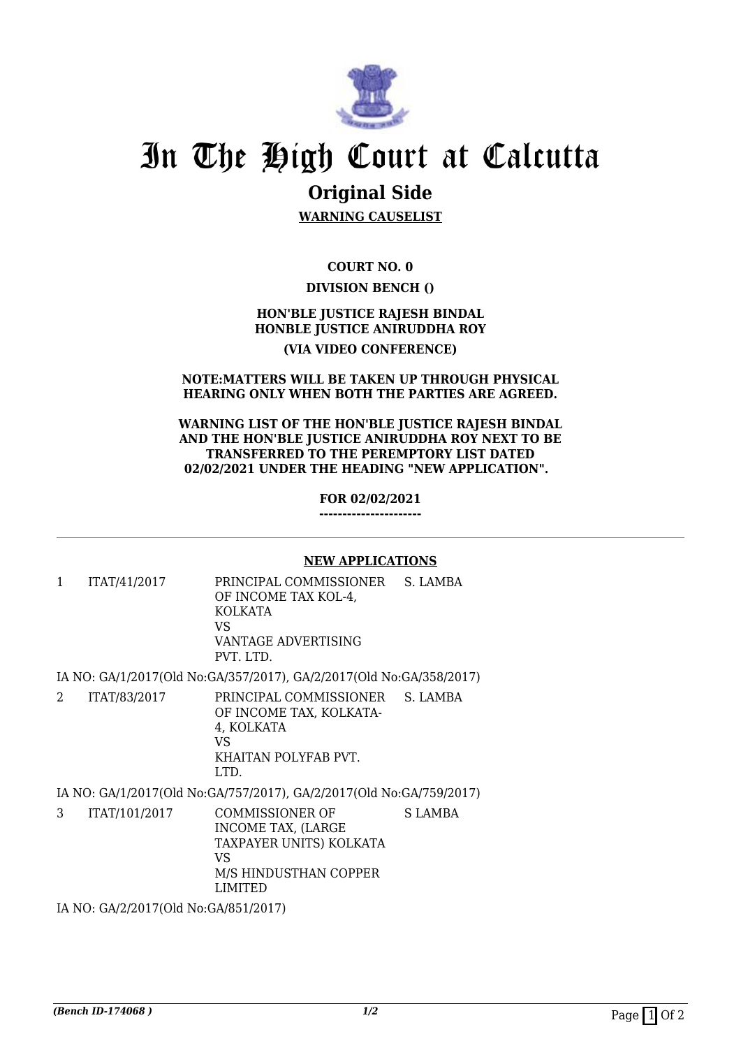# In The High Court at Calcutta

## Original Side

**WARNING CAUSELIST**

**COURT NO. 0**

**DIVISION BENCH ()**

**HON'BLE JUSTICE RAJESH BINDAL**
**HONBLE JUSTICE ANIRUDDHA ROY**

**(VIA VIDEO CONFERENCE)**

**NOTE:MATTERS WILL BE TAKEN UP THROUGH PHYSICAL HEARING ONLY WHEN BOTH THE PARTIES ARE AGREED.**

**WARNING LIST OF THE HON'BLE JUSTICE RAJESH BINDAL AND THE HON'BLE JUSTICE ANIRUDDHA ROY NEXT TO BE TRANSFERRED TO THE PEREMPTORY LIST DATED 02/02/2021 UNDER THE HEADING "NEW APPLICATION".**

**FOR 02/02/2021**

---

**NEW APPLICATIONS**

| | | | |
|---|---|---|---|
| 1 | ITAT/41/2017 | PRINCIPAL COMMISSIONER OF INCOME TAX KOL-4, KOLKATA<br>VS<br>VANTAGE ADVERTISING PVT. LTD. | S. LAMBA |

IA NO: GA/1/2017(Old No:GA/357/2017), GA/2/2017(Old No:GA/358/2017)

| | | | |
|---|---|---|---|
| 2 | ITAT/83/2017 | PRINCIPAL COMMISSIONER OF INCOME TAX, KOLKATA-4, KOLKATA<br>VS<br>KHAITAN POLYFAB PVT. LTD. | S. LAMBA |

IA NO: GA/1/2017(Old No:GA/757/2017), GA/2/2017(Old No:GA/759/2017)

| | | | |
|---|---|---|---|
| 3 | ITAT/101/2017 | COMMISSIONER OF INCOME TAX, (LARGE TAXPAYER UNITS) KOLKATA<br>VS<br>M/S HINDUSTHAN COPPER LIMITED | S LAMBA |

IA NO: GA/2/2017(Old No:GA/851/2017)

*(Bench ID-174068 )*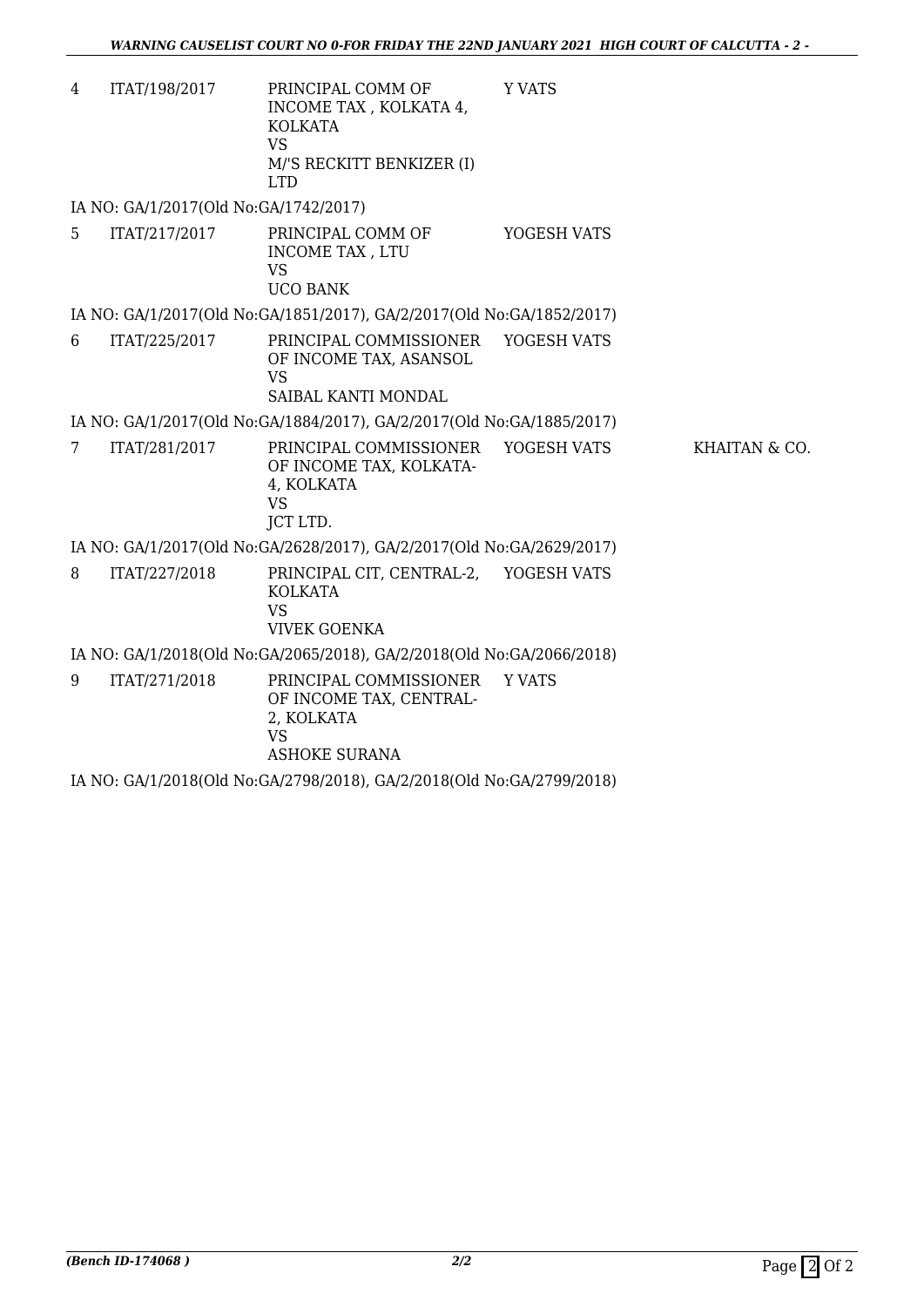| | | | | |
|---|---|---|---|---|
| 4 | ITAT/198/2017 | PRINCIPAL COMM OF INCOME TAX , KOLKATA 4, KOLKATA<br>VS<br>M/'S RECKITT BENKIZER (I) LTD | Y VATS | |

IA NO: GA/1/2017(Old No:GA/1742/2017)

| | | | | |
|---|---|---|---|---|
| 5 | ITAT/217/2017 | PRINCIPAL COMM OF INCOME TAX , LTU<br>VS<br>UCO BANK | YOGESH VATS | |

IA NO: GA/1/2017(Old No:GA/1851/2017), GA/2/2017(Old No:GA/1852/2017)

| | | | | |
|---|---|---|---|---|
| 6 | ITAT/225/2017 | PRINCIPAL COMMISSIONER OF INCOME TAX, ASANSOL<br>VS<br>SAIBAL KANTI MONDAL | YOGESH VATS | |

IA NO: GA/1/2017(Old No:GA/1884/2017), GA/2/2017(Old No:GA/1885/2017)

| | | | | |
|---|---|---|---|---|
| 7 | ITAT/281/2017 | PRINCIPAL COMMISSIONER OF INCOME TAX, KOLKATA-4, KOLKATA<br>VS<br>JCT LTD. | YOGESH VATS | KHAITAN & CO. |

IA NO: GA/1/2017(Old No:GA/2628/2017), GA/2/2017(Old No:GA/2629/2017)

| | | | | |
|---|---|---|---|---|
| 8 | ITAT/227/2018 | PRINCIPAL CIT, CENTRAL-2, KOLKATA<br>VS<br>VIVEK GOENKA | YOGESH VATS | |

IA NO: GA/1/2018(Old No:GA/2065/2018), GA/2/2018(Old No:GA/2066/2018)

| | | | | |
|---|---|---|---|---|
| 9 | ITAT/271/2018 | PRINCIPAL COMMISSIONER OF INCOME TAX, CENTRAL-2, KOLKATA<br>VS<br>ASHOKE SURANA | Y VATS | |

IA NO: GA/1/2018(Old No:GA/2798/2018), GA/2/2018(Old No:GA/2799/2018)